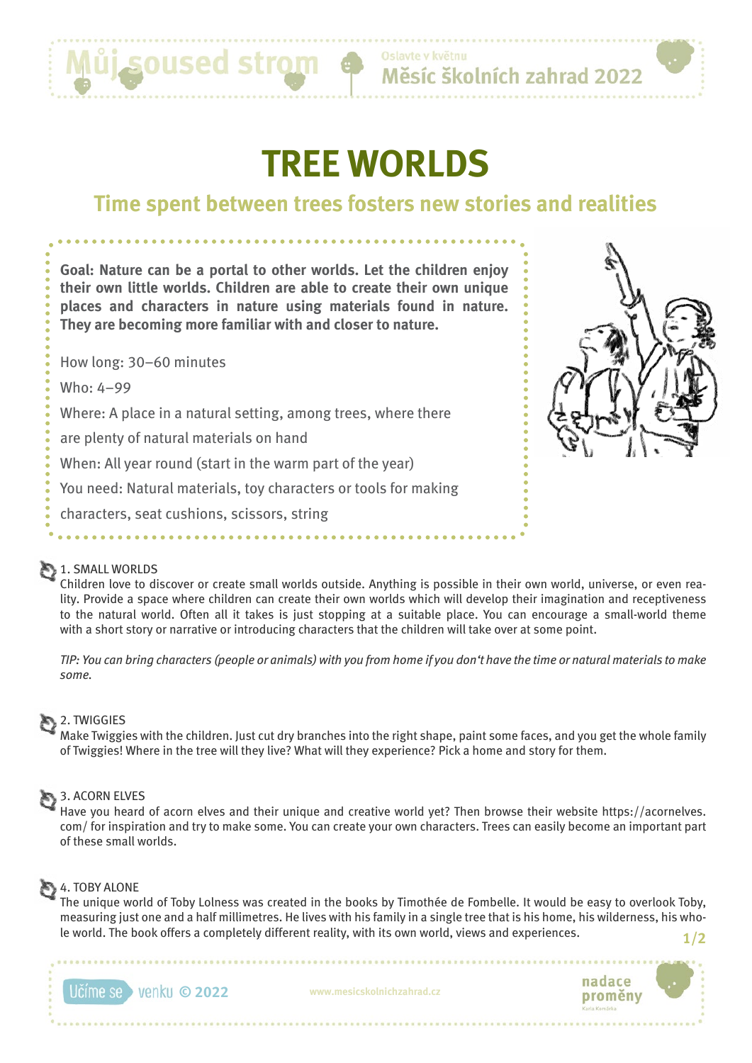# TREE WORLDS

## Time spent between trees fosters new stories and realities

**Goal: Nature can be a portal to other worlds. Let the children enjoy their own little worlds. Children are able to create their own unique places and characters in nature using materials found in nature. They are becoming more familiar with and closer to nature.**

How long: 30–60 minutes

Who: 4–99

Where: A place in a natural setting, among trees, where there are plenty of natural materials on hand

When: All year round (start in the warm part of the year)

You need: Natural materials, toy characters or tools for making characters, seat cushions, scissors, string

### 1. SMALL WORLDS

Children love to discover or create small worlds outside. Anything is possible in their own world, universe, or even reality. Provide a space where children can create their own worlds which will develop their imagination and receptiveness to the natural world. Often all it takes is just stopping at a suitable place. You can encourage a small-world theme with a short story or narrative or introducing characters that the children will take over at some point.

*TIP: You can bring characters (people or animals) with you from home if you don't have the time or natural materials to make some.*

### 2. TWIGGIES

Make Twiggies with the children. Just cut dry branches into the right shape, paint some faces, and you get the whole family of Twiggies! Where in the tree will they live? What will they experience? Pick a home and story for them.

### 3. ACORN ELVES

Have you heard of acorn elves and their unique and creative world yet? Then browse their website https://acornelves.com/ for inspiration and try to make some. You can create your own characters. Trees can easily become an important part of these small worlds.

### 4. TOBY ALONE

The unique world of Toby Lolness was created in the books by Timothée de Fombelle. It would be easy to overlook Toby, measuring just one and a half millimetres. He lives with his family in a single tree that is his home, his wilderness, his whole world. The book offers a completely different reality, with its own world, views and experiences.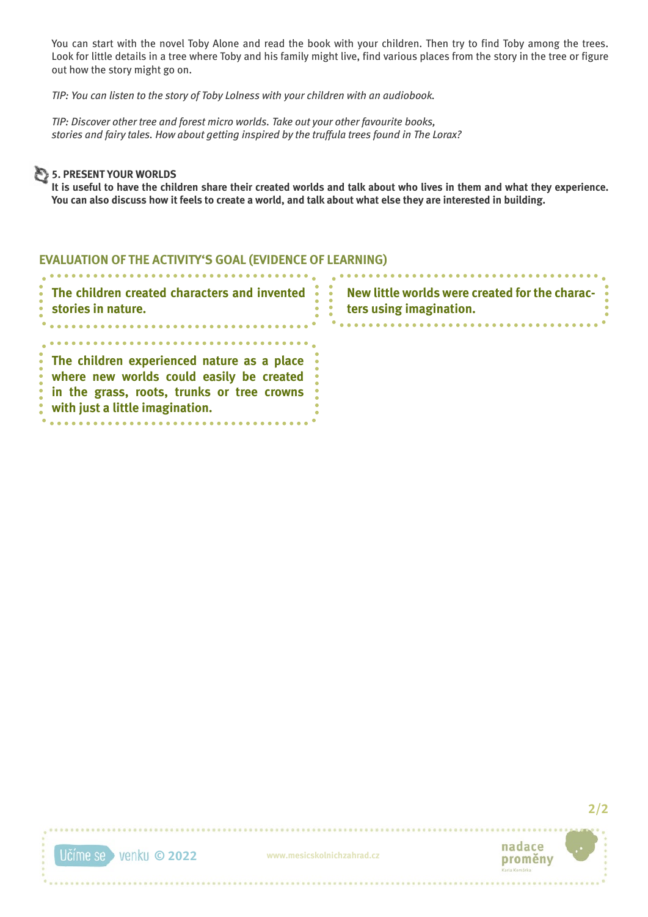You can start with the novel Toby Alone and read the book with your children. Then try to find Toby among the trees. Look for little details in a tree where Toby and his family might live, find various places from the story in the tree or figure out how the story might go on.

*TIP: You can listen to the story of Toby Lolness with your children with an audiobook.*

*TIP: Discover other tree and forest micro worlds. Take out your other favourite books, stories and fairy tales. How about getting inspired by the truffula trees found in The Lorax?*

**5. PRESENT YOUR WORLDS**

**It is useful to have the children share their created worlds and talk about who lives in them and what they experience. You can also discuss how it feels to create a world, and talk about what else they are interested in building.**

## EVALUATION OF THE ACTIVITY'S GOAL (EVIDENCE OF LEARNING)

**The children created characters and invented stories in nature.**

**New little worlds were created for the characters using imagination.**

**The children experienced nature as a place where new worlds could easily be created in the grass, roots, trunks or tree crowns with just a little imagination.**